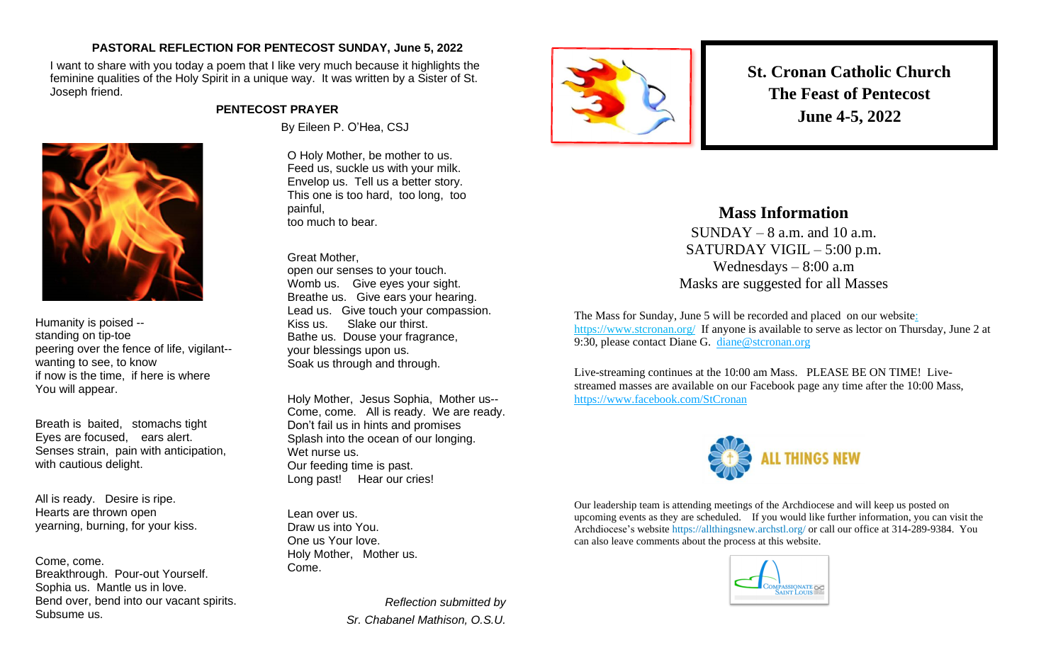## PASTORAL REFLECTION FOR PENTECOST SUNDAY, June 5, 2022

I want to share with you today a poem that I like very much because it highlights the feminine qualities of the Holy Spirit in a unique way. It was written by a Sister of St. Joseph friend.

### PENTECOST PRAYER

By Eileen P. O'Hea, CSJ

Humanity is poised --
standing on tip-toe
peering over the fence of life, vigilant--
wanting to see, to know
if now is the time, if here is where
You will appear.

Breath is baited, stomachs tight
Eyes are focused, ears alert.
Senses strain, pain with anticipation,
with cautious delight.

All is ready. Desire is ripe.
Hearts are thrown open
yearning, burning, for your kiss.

Come, come.
Breakthrough. Pour-out Yourself.
Sophia us. Mantle us in love.
Bend over, bend into our vacant spirits.
Subsume us.

O Holy Mother, be mother to us.
Feed us, suckle us with your milk.
Envelop us. Tell us a better story.
This one is too hard, too long, too painful,
too much to bear.

Great Mother,
open our senses to your touch.
Womb us. Give eyes your sight.
Breathe us. Give ears your hearing.
Lead us. Give touch your compassion.
Kiss us. Slake our thirst.
Bathe us. Douse your fragrance,
your blessings upon us.
Soak us through and through.

Holy Mother, Jesus Sophia, Mother us--
Come, come. All is ready. We are ready.
Don't fail us in hints and promises
Splash into the ocean of our longing.
Wet nurse us.
Our feeding time is past.
Long past! Hear our cries!

Lean over us.
Draw us into You.
One us Your love.
Holy Mother, Mother us.
Come.

*Reflection submitted by*
*Sr. Chabanel Mathison, O.S.U.*

# St. Cronan Catholic Church
# The Feast of Pentecost
# June 4-5, 2022

## Mass Information

SUNDAY – 8 a.m. and 10 a.m.
SATURDAY VIGIL – 5:00 p.m.
Wednesdays – 8:00 a.m
Masks are suggested for all Masses

The Mass for Sunday, June 5 will be recorded and placed on our website: https://www.stcronan.org/ If anyone is available to serve as lector on Thursday, June 2 at 9:30, please contact Diane G. diane@stcronan.org

Live-streaming continues at the 10:00 am Mass. PLEASE BE ON TIME! Live-streamed masses are available on our Facebook page any time after the 10:00 Mass, https://www.facebook.com/StCronan

**ALL THINGS NEW**

Our leadership team is attending meetings of the Archdiocese and will keep us posted on upcoming events as they are scheduled. If you would like further information, you can visit the Archdiocese's website https://allthingsnew.archstl.org/ or call our office at 314-289-9384. You can also leave comments about the process at this website.

COMPASSIONATE SAINT LOUIS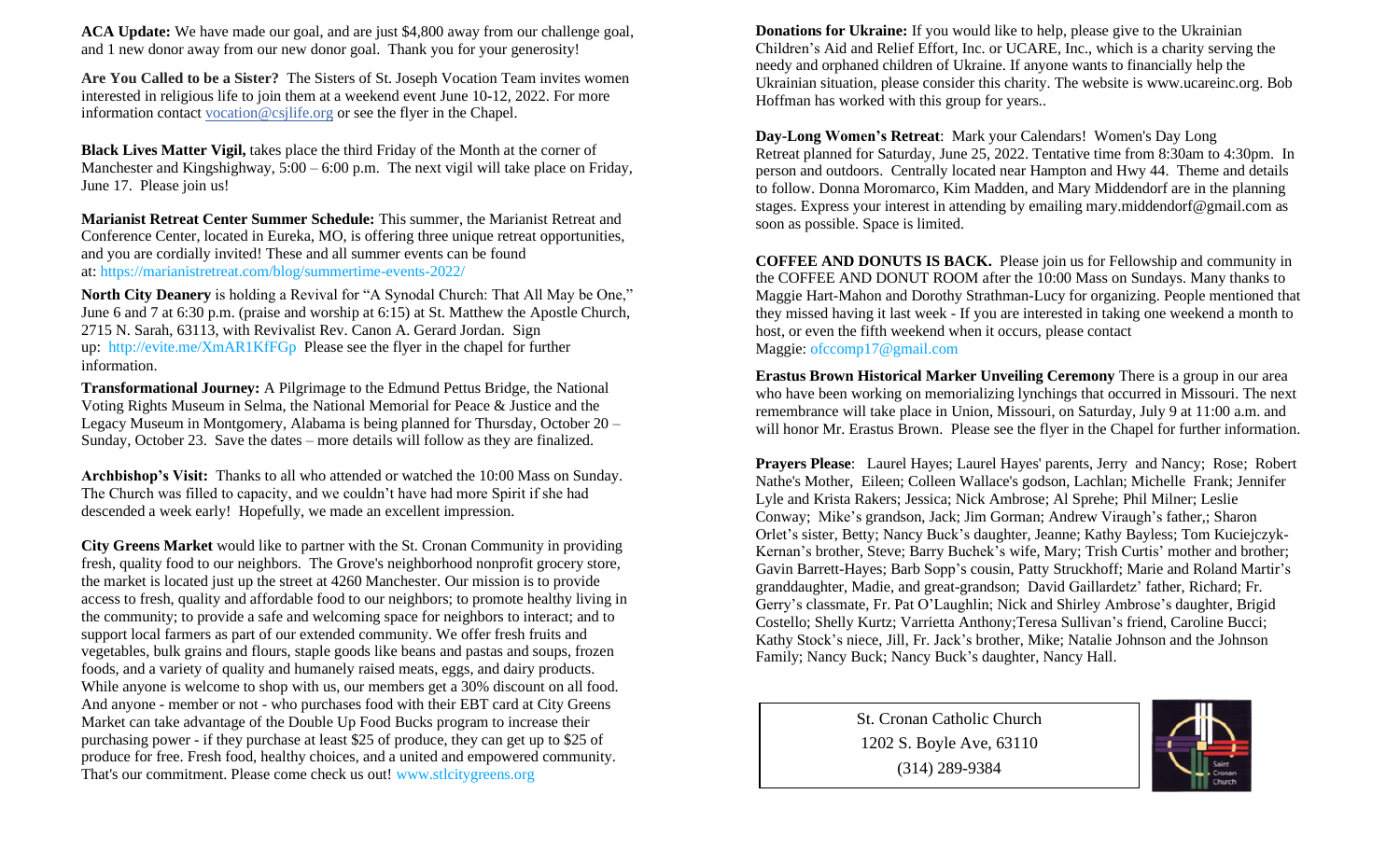**ACA Update:** We have made our goal, and are just $4,800 away from our challenge goal, and 1 new donor away from our new donor goal. Thank you for your generosity!

**Are You Called to be a Sister?** The Sisters of St. Joseph Vocation Team invites women interested in religious life to join them at a weekend event June 10-12, 2022. For more information contact vocation@csjlife.org or see the flyer in the Chapel.

**Black Lives Matter Vigil,** takes place the third Friday of the Month at the corner of Manchester and Kingshighway, 5:00 – 6:00 p.m. The next vigil will take place on Friday, June 17. Please join us!

**Marianist Retreat Center Summer Schedule:** This summer, the Marianist Retreat and Conference Center, located in Eureka, MO, is offering three unique retreat opportunities, and you are cordially invited! These and all summer events can be found at: https://marianistretreat.com/blog/summertime-events-2022/

**North City Deanery** is holding a Revival for "A Synodal Church: That All May be One," June 6 and 7 at 6:30 p.m. (praise and worship at 6:15) at St. Matthew the Apostle Church, 2715 N. Sarah, 63113, with Revivalist Rev. Canon A. Gerard Jordan. Sign up: http://evite.me/XmAR1KfFGp Please see the flyer in the chapel for further information.

**Transformational Journey:** A Pilgrimage to the Edmund Pettus Bridge, the National Voting Rights Museum in Selma, the National Memorial for Peace & Justice and the Legacy Museum in Montgomery, Alabama is being planned for Thursday, October 20 – Sunday, October 23. Save the dates – more details will follow as they are finalized.

**Archbishop's Visit:** Thanks to all who attended or watched the 10:00 Mass on Sunday. The Church was filled to capacity, and we couldn't have had more Spirit if she had descended a week early! Hopefully, we made an excellent impression.

**City Greens Market** would like to partner with the St. Cronan Community in providing fresh, quality food to our neighbors. The Grove's neighborhood nonprofit grocery store, the market is located just up the street at 4260 Manchester. Our mission is to provide access to fresh, quality and affordable food to our neighbors; to promote healthy living in the community; to provide a safe and welcoming space for neighbors to interact; and to support local farmers as part of our extended community. We offer fresh fruits and vegetables, bulk grains and flours, staple goods like beans and pastas and soups, frozen foods, and a variety of quality and humanely raised meats, eggs, and dairy products. While anyone is welcome to shop with us, our members get a 30% discount on all food. And anyone - member or not - who purchases food with their EBT card at City Greens Market can take advantage of the Double Up Food Bucks program to increase their purchasing power - if they purchase at least $25 of produce, they can get up to $25 of produce for free. Fresh food, healthy choices, and a united and empowered community. That's our commitment. Please come check us out! www.stlcitygreens.org

**Donations for Ukraine:** If you would like to help, please give to the Ukrainian Children's Aid and Relief Effort, Inc. or UCARE, Inc., which is a charity serving the needy and orphaned children of Ukraine. If anyone wants to financially help the Ukrainian situation, please consider this charity. The website is www.ucareinc.org. Bob Hoffman has worked with this group for years..

**Day-Long Women's Retreat**: Mark your Calendars! Women's Day Long Retreat planned for Saturday, June 25, 2022. Tentative time from 8:30am to 4:30pm. In person and outdoors. Centrally located near Hampton and Hwy 44. Theme and details to follow. Donna Moromarco, Kim Madden, and Mary Middendorf are in the planning stages. Express your interest in attending by emailing mary.middendorf@gmail.com as soon as possible. Space is limited.

**COFFEE AND DONUTS IS BACK.** Please join us for Fellowship and community in the COFFEE AND DONUT ROOM after the 10:00 Mass on Sundays. Many thanks to Maggie Hart-Mahon and Dorothy Strathman-Lucy for organizing. People mentioned that they missed having it last week - If you are interested in taking one weekend a month to host, or even the fifth weekend when it occurs, please contact Maggie: ofccomp17@gmail.com

**Erastus Brown Historical Marker Unveiling Ceremony** There is a group in our area who have been working on memorializing lynchings that occurred in Missouri. The next remembrance will take place in Union, Missouri, on Saturday, July 9 at 11:00 a.m. and will honor Mr. Erastus Brown. Please see the flyer in the Chapel for further information.

**Prayers Please**: Laurel Hayes; Laurel Hayes' parents, Jerry and Nancy; Rose; Robert Nathe's Mother, Eileen; Colleen Wallace's godson, Lachlan; Michelle Frank; Jennifer Lyle and Krista Rakers; Jessica; Nick Ambrose; Al Sprehe; Phil Milner; Leslie Conway; Mike's grandson, Jack; Jim Gorman; Andrew Viraugh's father,; Sharon Orlet's sister, Betty; Nancy Buck's daughter, Jeanne; Kathy Bayless; Tom Kuciejczyk-Kernan's brother, Steve; Barry Buchek's wife, Mary; Trish Curtis' mother and brother; Gavin Barrett-Hayes; Barb Sopp's cousin, Patty Struckhoff; Marie and Roland Martir's granddaughter, Madie, and great-grandson; David Gaillardetz' father, Richard; Fr. Gerry's classmate, Fr. Pat O'Laughlin; Nick and Shirley Ambrose's daughter, Brigid Costello; Shelly Kurtz; Varrietta Anthony;Teresa Sullivan's friend, Caroline Bucci; Kathy Stock's niece, Jill, Fr. Jack's brother, Mike; Natalie Johnson and the Johnson Family; Nancy Buck; Nancy Buck's daughter, Nancy Hall.

St. Cronan Catholic Church
1202 S. Boyle Ave, 63110
(314) 289-9384